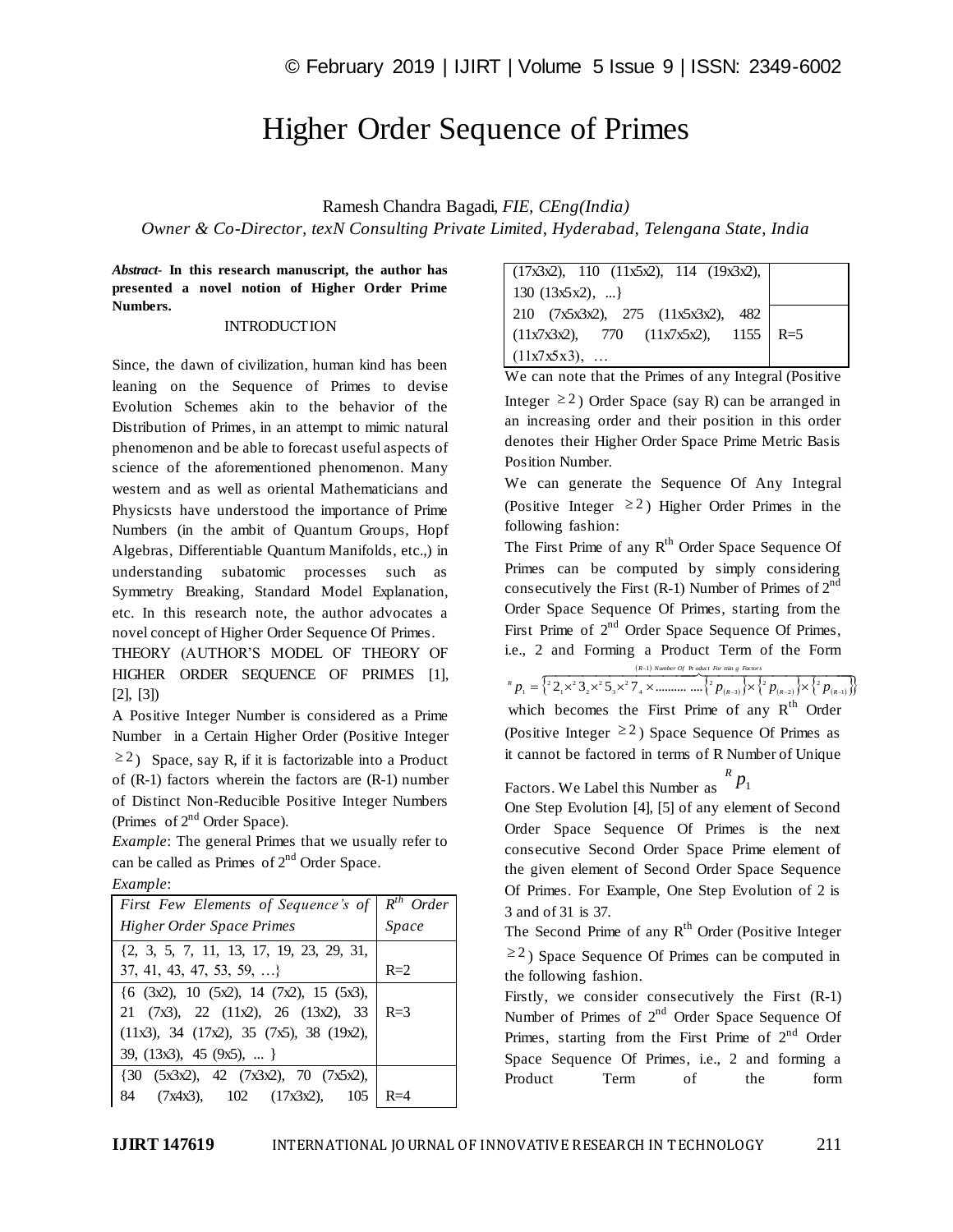# Higher Order Sequence of Primes

Ramesh Chandra Bagadi, *FIE, CEng(India)*

*Owner & Co-Director, texN Consulting Private Limited, Hyderabad, Telengana State, India*

***Abstract*- In this research manuscript, the author has presented a novel notion of Higher Order Prime Numbers.**

## INTRODUCTION

Since, the dawn of civilization, human kind has been leaning on the Sequence of Primes to devise Evolution Schemes akin to the behavior of the Distribution of Primes, in an attempt to mimic natural phenomenon and be able to forecast useful aspects of science of the aforementioned phenomenon. Many western and as well as oriental Mathematicians and Physicsts have understood the importance of Prime Numbers (in the ambit of Quantum Groups, Hopf Algebras, Differentiable Quantum Manifolds, etc.,) in understanding subatomic processes such as Symmetry Breaking, Standard Model Explanation, etc. In this research note, the author advocates a novel concept of Higher Order Sequence Of Primes.

THEORY (AUTHOR'S MODEL OF THEORY OF HIGHER ORDER SEQUENCE OF PRIMES [1], [2], [3])

A Positive Integer Number is considered as a Prime Number in a Certain Higher Order (Positive Integer $\geq 2$) Space, say R, if it is factorizable into a Product of (R-1) factors wherein the factors are (R-1) number of Distinct Non-Reducible Positive Integer Numbers (Primes of $2^{nd}$ Order Space).

*Example*: The general Primes that we usually refer to can be called as Primes of $2^{nd}$ Order Space.

*Example*:

| *First Few Elements of Sequence's of Higher Order Space Primes* | *$R^{th}$ Order Space* |
|---|---|
| {2, 3, 5, 7, 11, 13, 17, 19, 23, 29, 31, 37, 41, 43, 47, 53, 59, …} | R=2 |
| {6 (3x2), 10 (5x2), 14 (7x2), 15 (5x3), 21 (7x3), 22 (11x2), 26 (13x2), 33 (11x3), 34 (17x2), 35 (7x5), 38 (19x2), 39, (13x3), 45 (9x5), ... } | R=3 |
| {30 (5x3x2), 42 (7x3x2), 70 (7x5x2), 84 (7x4x3), 102 (17x3x2), 105 (17x3x2), 110 (11x5x2), 114 (19x3x2), 130 (13x5x2), ...} | R=4 |
| 210 (7x5x3x2), 275 (11x5x3x2), 482 (11x7x3x2), 770 (11x7x5x2), 1155 (11x7x5x3), … | R=5 |

We can note that the Primes of any Integral (Positive Integer $\geq 2$) Order Space (say R) can be arranged in an increasing order and their position in this order denotes their Higher Order Space Prime Metric Basis Position Number.

We can generate the Sequence Of Any Integral (Positive Integer $\geq 2$) Higher Order Primes in the following fashion:

The First Prime of any $R^{th}$ Order Space Sequence Of Primes can be computed by simply considering consecutively the First (R-1) Number of Primes of $2^{nd}$ Order Space Sequence Of Primes, starting from the First Prime of $2^{nd}$ Order Space Sequence Of Primes, i.e., 2 and Forming a Product Term of the Form

$$^{R}p_{1} = \overbrace{\left\{ {}^{2}2_{1} \times {}^{2}3_{2} \times {}^{2}5_{3} \times {}^{2}7_{4} \times .......... .... \left\{ {}^{2}p_{(R-3)} \right\} \times \left\{ {}^{2}p_{(R-2)} \right\} \times \left\{ {}^{2}p_{(R-1)} \right\} \right\}}^{(R-1)\ Number\ Of\ Product\ Forming\ Factors}$$

which becomes the First Prime of any $R^{th}$ Order (Positive Integer $\geq 2$) Space Sequence Of Primes as it cannot be factored in terms of R Number of Unique Factors. We Label this Number as $^{R}p_{1}$

One Step Evolution [4], [5] of any element of Second Order Space Sequence Of Primes is the next consecutive Second Order Space Prime element of the given element of Second Order Space Sequence Of Primes. For Example, One Step Evolution of 2 is 3 and of 31 is 37.

The Second Prime of any $R^{th}$ Order (Positive Integer $\geq 2$) Space Sequence Of Primes can be computed in the following fashion.

Firstly, we consider consecutively the First (R-1) Number of Primes of $2^{nd}$ Order Space Sequence Of Primes, starting from the First Prime of $2^{nd}$ Order Space Sequence Of Primes, i.e., 2 and forming a Product Term of the form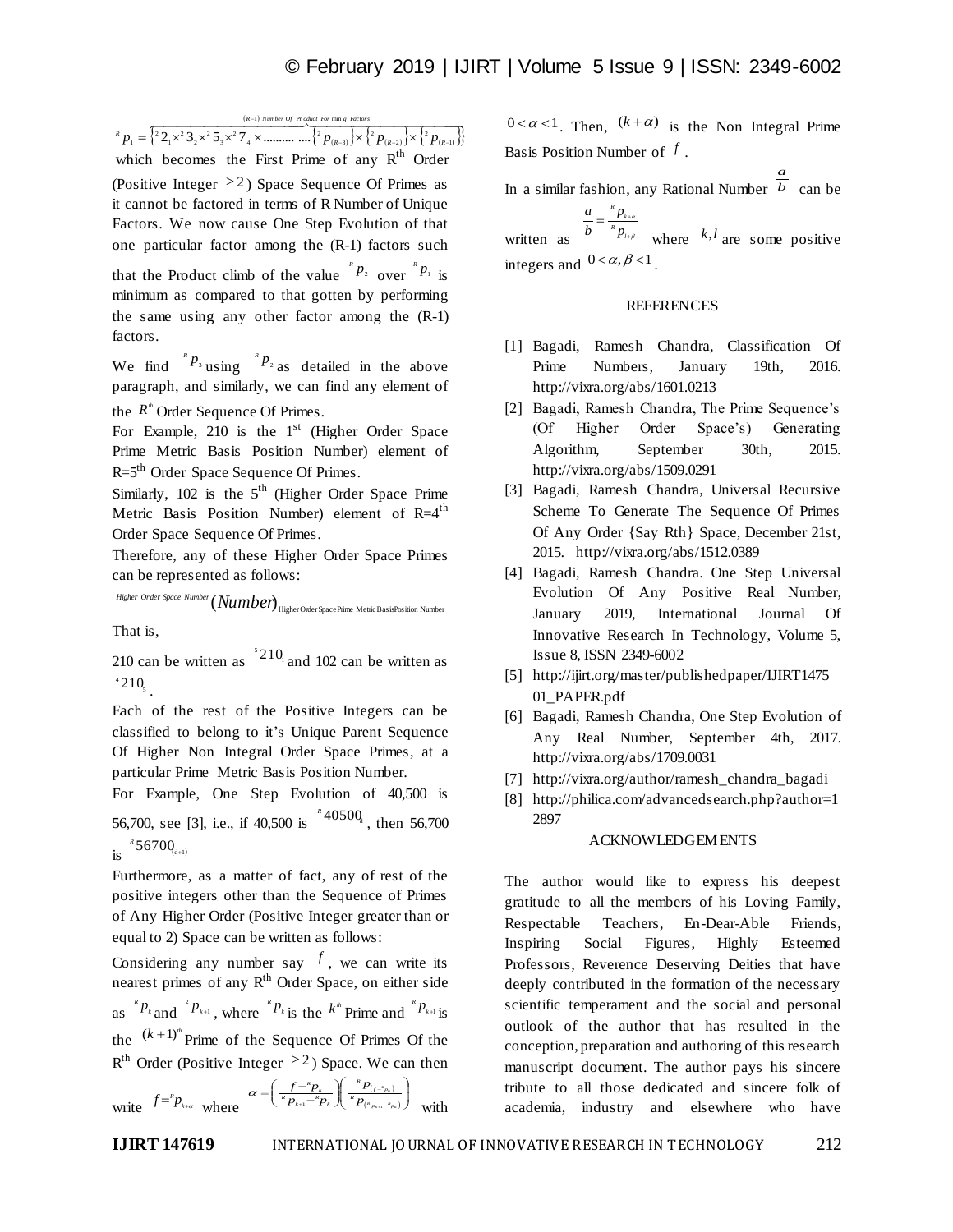$$ {}^{R}p_1 = \left\{ \overbrace{ {}^{2}2_1 \times {}^{2}3_2 \times {}^{2}5_3 \times {}^{2}7_4 \times \dots\dots\dots\dots \left\{ {}^{2}p_{(R-3)} \right\} \times \left\{ {}^{2}p_{(R-2)} \right\} \times \left\{ {}^{2}p_{(R-1)} \right\} }^{(R-1)\ Number\ Of\ Product\ Forming\ Factors} \right\} $$

which becomes the First Prime of any $R^{th}$ Order (Positive Integer $\geq 2$) Space Sequence Of Primes as it cannot be factored in terms of R Number of Unique Factors. We now cause One Step Evolution of that one particular factor among the (R-1) factors such that the Product climb of the value ${}^{R}p_2$ over ${}^{R}p_1$ is minimum as compared to that gotten by performing the same using any other factor among the (R-1) factors.

We find ${}^{R}p_3$ using ${}^{R}p_2$ as detailed in the above paragraph, and similarly, we can find any element of the $R^{th}$ Order Sequence Of Primes.

For Example, 210 is the 1st (Higher Order Space Prime Metric Basis Position Number) element of R=5th Order Space Sequence Of Primes.

Similarly, 102 is the 5th (Higher Order Space Prime Metric Basis Position Number) element of R=4th Order Space Sequence Of Primes.

Therefore, any of these Higher Order Space Primes can be represented as follows:

$$ {}^{Higher\ Order\ Space\ Number}(Number)_{Higher\ Order\ Space\ Prime\ Metric\ Basis\ Position\ Number} $$

That is,

210 can be written as ${}^{5}210_{1}$ and 102 can be written as ${}^{4}210_{5}$.

Each of the rest of the Positive Integers can be classified to belong to it's Unique Parent Sequence Of Higher Non Integral Order Space Primes, at a particular Prime Metric Basis Position Number.

For Example, One Step Evolution of 40,500 is 56,700, see [3], i.e., if 40,500 is ${}^{R}40500_{d}$, then 56,700 is ${}^{R}56700_{(d+1)}$

Furthermore, as a matter of fact, any of rest of the positive integers other than the Sequence of Primes of Any Higher Order (Positive Integer greater than or equal to 2) Space can be written as follows:

Considering any number say $f$, we can write its nearest primes of any $R^{th}$ Order Space, on either side as ${}^{R}p_k$ and ${}^{2}p_{k+1}$, where ${}^{R}p_k$ is the $k^{th}$ Prime and ${}^{R}p_{k+1}$ is the $(k+1)^{th}$ Prime of the Sequence Of Primes Of the $R^{th}$ Order (Positive Integer $\geq 2$) Space. We can then write $f = {}^{R}p_{k+\alpha}$ where $\alpha = \left( \frac{f - {}^{R}p_k}{{}^{R}p_{k+1} - {}^{R}p_k} \right) \left( \frac{{}^{R}p_{(f - {}^{R}p_k)}}{{}^{R}p_{({}^{R}p_{k+1} - {}^{R}p_k)}} \right)$ with $0 < \alpha < 1$. Then, $(k+\alpha)$ is the Non Integral Prime Basis Position Number of $f$.

In a similar fashion, any Rational Number $\frac{a}{b}$ can be written as $\frac{a}{b} = \frac{{}^{R}p_{k+\alpha}}{{}^{R}p_{l+\beta}}$ where $k, l$ are some positive integers and $0 < \alpha, \beta < 1$.

## REFERENCES

[1] Bagadi, Ramesh Chandra, Classification Of Prime Numbers, January 19th, 2016. http://vixra.org/abs/1601.0213

[2] Bagadi, Ramesh Chandra, The Prime Sequence's (Of Higher Order Space's) Generating Algorithm, September 30th, 2015. http://vixra.org/abs/1509.0291

[3] Bagadi, Ramesh Chandra, Universal Recursive Scheme To Generate The Sequence Of Primes Of Any Order {Say Rth} Space, December 21st, 2015. http://vixra.org/abs/1512.0389

[4] Bagadi, Ramesh Chandra. One Step Universal Evolution Of Any Positive Real Number, January 2019, International Journal Of Innovative Research In Technology, Volume 5, Issue 8, ISSN 2349-6002

[5] http://ijirt.org/master/publishedpaper/IJIRT147501_PAPER.pdf

[6] Bagadi, Ramesh Chandra, One Step Evolution of Any Real Number, September 4th, 2017. http://vixra.org/abs/1709.0031

[7] http://vixra.org/author/ramesh_chandra_bagadi

[8] http://philica.com/advancedsearch.php?author=12897

## ACKNOWLEDGEMENTS

The author would like to express his deepest gratitude to all the members of his Loving Family, Respectable Teachers, En-Dear-Able Friends, Inspiring Social Figures, Highly Esteemed Professors, Reverence Deserving Deities that have deeply contributed in the formation of the necessary scientific temperament and the social and personal outlook of the author that has resulted in the conception, preparation and authoring of this research manuscript document. The author pays his sincere tribute to all those dedicated and sincere folk of academia, industry and elsewhere who have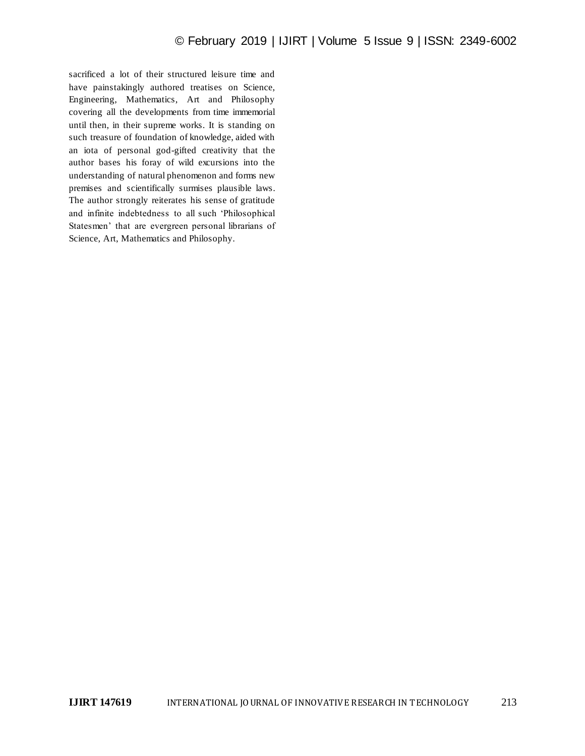sacrificed a lot of their structured leisure time and have painstakingly authored treatises on Science, Engineering, Mathematics, Art and Philosophy covering all the developments from time immemorial until then, in their supreme works. It is standing on such treasure of foundation of knowledge, aided with an iota of personal god-gifted creativity that the author bases his foray of wild excursions into the understanding of natural phenomenon and forms new premises and scientifically surmises plausible laws. The author strongly reiterates his sense of gratitude and infinite indebtedness to all such 'Philosophical Statesmen' that are evergreen personal librarians of Science, Art, Mathematics and Philosophy.